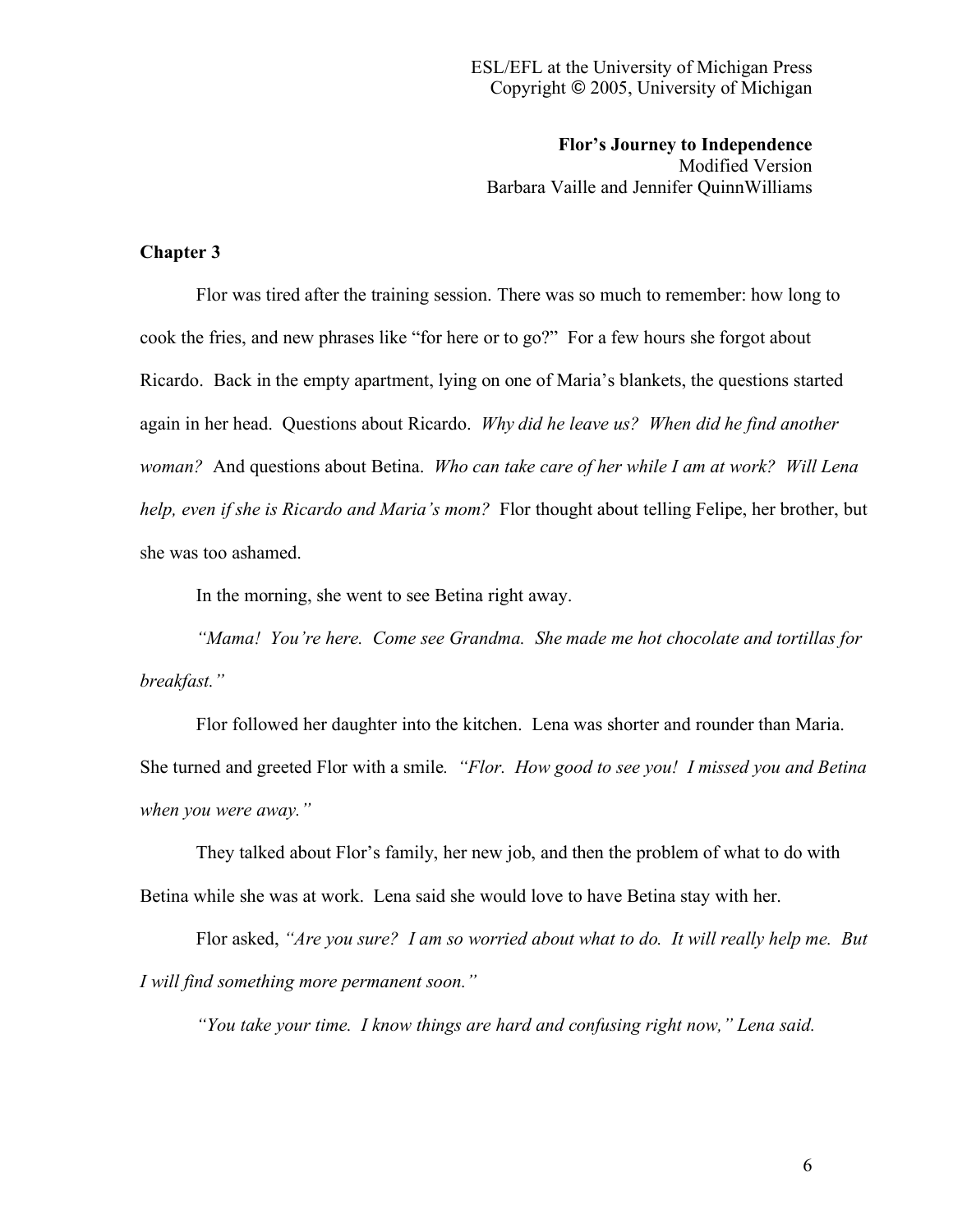ESL/EFL at the University of Michigan Press
Copyright © 2005, University of Michigan

**Flor's Journey to Independence**
Modified Version
Barbara Vaille and Jennifer QuinnWilliams

## Chapter 3

Flor was tired after the training session. There was so much to remember: how long to cook the fries, and new phrases like "for here or to go?" For a few hours she forgot about Ricardo. Back in the empty apartment, lying on one of Maria's blankets, the questions started again in her head. Questions about Ricardo. *Why did he leave us? When did he find another woman?* And questions about Betina. *Who can take care of her while I am at work? Will Lena help, even if she is Ricardo and Maria's mom?* Flor thought about telling Felipe, her brother, but she was too ashamed.

In the morning, she went to see Betina right away.

*"Mama! You're here. Come see Grandma. She made me hot chocolate and tortillas for breakfast."*

Flor followed her daughter into the kitchen. Lena was shorter and rounder than Maria. She turned and greeted Flor with a smile. *"Flor. How good to see you! I missed you and Betina when you were away."*

They talked about Flor's family, her new job, and then the problem of what to do with Betina while she was at work. Lena said she would love to have Betina stay with her.

Flor asked, *"Are you sure? I am so worried about what to do. It will really help me. But I will find something more permanent soon."*

*"You take your time. I know things are hard and confusing right now," Lena said.*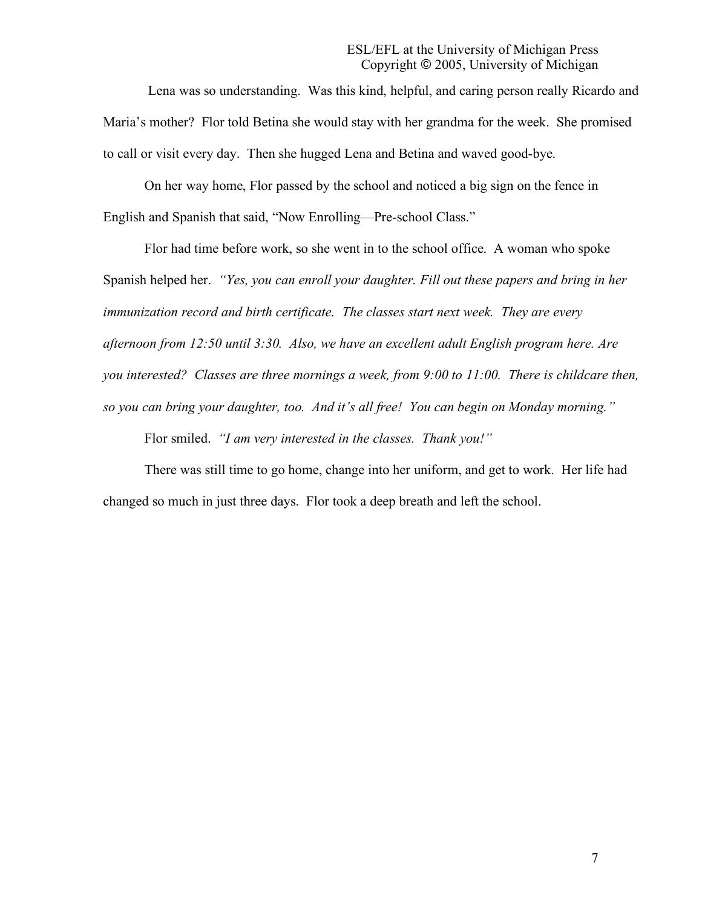Lena was so understanding. Was this kind, helpful, and caring person really Ricardo and Maria's mother? Flor told Betina she would stay with her grandma for the week. She promised to call or visit every day. Then she hugged Lena and Betina and waved good-bye.

On her way home, Flor passed by the school and noticed a big sign on the fence in English and Spanish that said, "Now Enrolling—Pre-school Class."

Flor had time before work, so she went in to the school office. A woman who spoke Spanish helped her. *"Yes, you can enroll your daughter. Fill out these papers and bring in her immunization record and birth certificate. The classes start next week. They are every afternoon from 12:50 until 3:30. Also, we have an excellent adult English program here. Are you interested? Classes are three mornings a week, from 9:00 to 11:00. There is childcare then, so you can bring your daughter, too. And it's all free! You can begin on Monday morning."*

Flor smiled. *"I am very interested in the classes. Thank you!"*

There was still time to go home, change into her uniform, and get to work. Her life had changed so much in just three days. Flor took a deep breath and left the school.